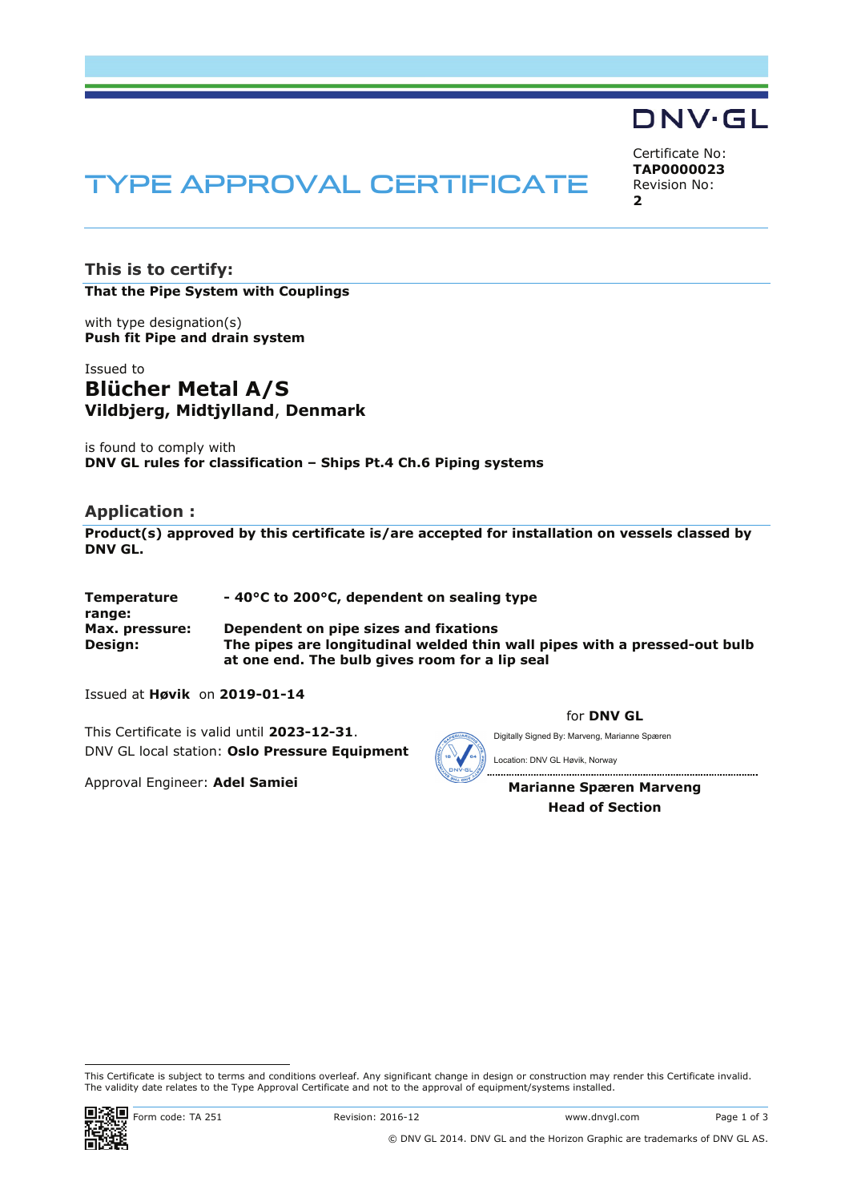DNV·GL

# TYPE APPROVAL CERTIFICATE

Certificate No:
**TAP0000023**
Revision No:
**2**

## This is to certify:

**That the Pipe System with Couplings**

with type designation(s)
**Push fit Pipe and drain system**

Issued to
**Blücher Metal A/S**
**Vildbjerg, Midtjylland, Denmark**

is found to comply with
**DNV GL rules for classification – Ships Pt.4 Ch.6 Piping systems**

## Application :

**Product(s) approved by this certificate is/are accepted for installation on vessels classed by DNV GL.**

| | |
|---|---|
| **Temperature range:** | **- 40°C to 200°C, dependent on sealing type** |
| **Max. pressure:** | **Dependent on pipe sizes and fixations** |
| **Design:** | **The pipes are longitudinal welded thin wall pipes with a pressed-out bulb at one end. The bulb gives room for a lip seal** |

Issued at **Høvik** on **2019-01-14**

This Certificate is valid until **2023-12-31**.
DNV GL local station: **Oslo Pressure Equipment**

Approval Engineer: **Adel Samiei**

for **DNV GL**

Digitally Signed By: Marveng, Marianne Spæren

Location: DNV GL Høvik, Norway

**Marianne Spæren Marveng**
**Head of Section**

This Certificate is subject to terms and conditions overleaf. Any significant change in design or construction may render this Certificate invalid. The validity date relates to the Type Approval Certificate and not to the approval of equipment/systems installed.

Form code: TA 251 Revision: 2016-12 www.dnvgl.com

© DNV GL 2014. DNV GL and the Horizon Graphic are trademarks of DNV GL AS.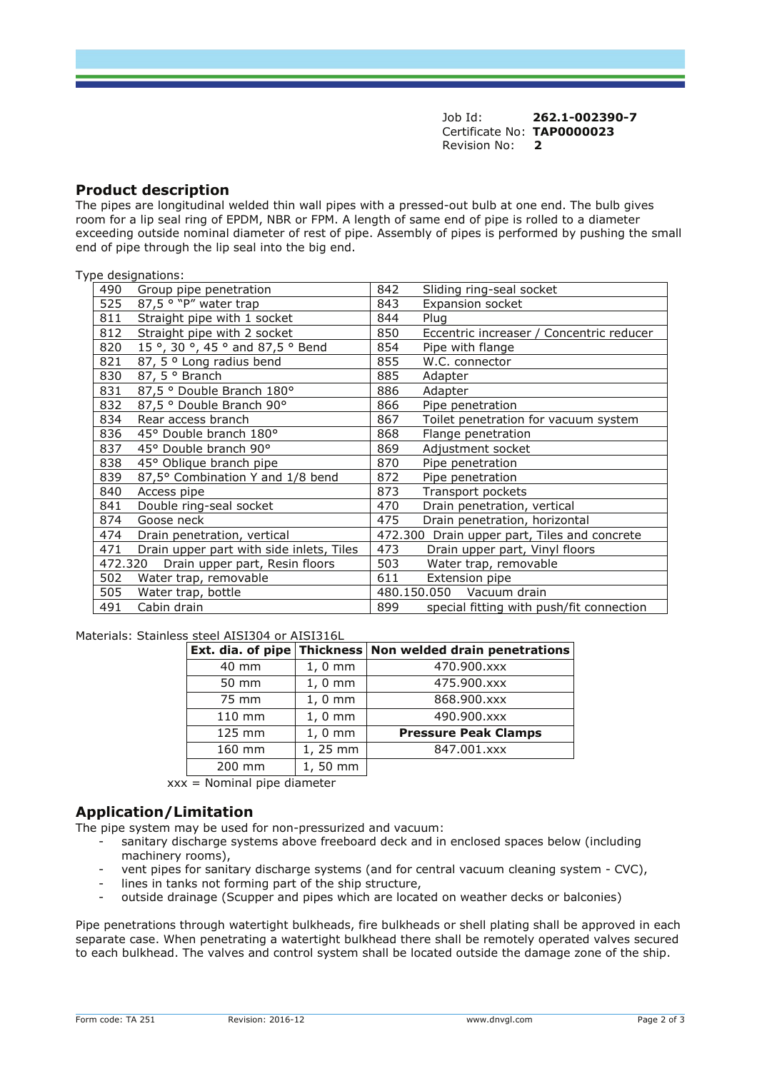Job Id: **262.1-002390-7**
Certificate No: **TAP0000023**
Revision No: **2**

## Product description

The pipes are longitudinal welded thin wall pipes with a pressed-out bulb at one end. The bulb gives room for a lip seal ring of EPDM, NBR or FPM. A length of same end of pipe is rolled to a diameter exceeding outside nominal diameter of rest of pipe. Assembly of pipes is performed by pushing the small end of pipe through the lip seal into the big end.

Type designations:

| | | | |
|---|---|---|---|
| 490 | Group pipe penetration | 842 | Sliding ring-seal socket |
| 525 | 87,5 ° "P" water trap | 843 | Expansion socket |
| 811 | Straight pipe with 1 socket | 844 | Plug |
| 812 | Straight pipe with 2 socket | 850 | Eccentric increaser / Concentric reducer |
| 820 | 15 °, 30 °, 45 ° and 87,5 ° Bend | 854 | Pipe with flange |
| 821 | 87, 5 º Long radius bend | 855 | W.C. connector |
| 830 | 87, 5 ° Branch | 885 | Adapter |
| 831 | 87,5 ° Double Branch 180° | 886 | Adapter |
| 832 | 87,5 ° Double Branch 90° | 866 | Pipe penetration |
| 834 | Rear access branch | 867 | Toilet penetration for vacuum system |
| 836 | 45° Double branch 180° | 868 | Flange penetration |
| 837 | 45° Double branch 90° | 869 | Adjustment socket |
| 838 | 45° Oblique branch pipe | 870 | Pipe penetration |
| 839 | 87,5° Combination Y and 1/8 bend | 872 | Pipe penetration |
| 840 | Access pipe | 873 | Transport pockets |
| 841 | Double ring-seal socket | 470 | Drain penetration, vertical |
| 874 | Goose neck | 475 | Drain penetration, horizontal |
| 474 | Drain penetration, vertical | 472.300 | Drain upper part, Tiles and concrete |
| 471 | Drain upper part with side inlets, Tiles | 473 | Drain upper part, Vinyl floors |
| 472.320 | Drain upper part, Resin floors | 503 | Water trap, removable |
| 502 | Water trap, removable | 611 | Extension pipe |
| 505 | Water trap, bottle | 480.150.050 | Vacuum drain |
| 491 | Cabin drain | 899 | special fitting with push/fit connection |

Materials: Stainless steel AISI304 or AISI316L

| Ext. dia. of pipe | Thickness | Non welded drain penetrations |
|---|---|---|
| 40 mm | 1, 0 mm | 470.900.xxx |
| 50 mm | 1, 0 mm | 475.900.xxx |
| 75 mm | 1, 0 mm | 868.900.xxx |
| 110 mm | 1, 0 mm | 490.900.xxx |
| 125 mm | 1, 0 mm | **Pressure Peak Clamps** |
| 160 mm | 1, 25 mm | 847.001.xxx |
| 200 mm | 1, 50 mm | |

xxx = Nominal pipe diameter

## Application/Limitation

The pipe system may be used for non-pressurized and vacuum:

- sanitary discharge systems above freeboard deck and in enclosed spaces below (including machinery rooms),
- vent pipes for sanitary discharge systems (and for central vacuum cleaning system - CVC),
- lines in tanks not forming part of the ship structure,
- outside drainage (Scupper and pipes which are located on weather decks or balconies)

Pipe penetrations through watertight bulkheads, fire bulkheads or shell plating shall be approved in each separate case. When penetrating a watertight bulkhead there shall be remotely operated valves secured to each bulkhead. The valves and control system shall be located outside the damage zone of the ship.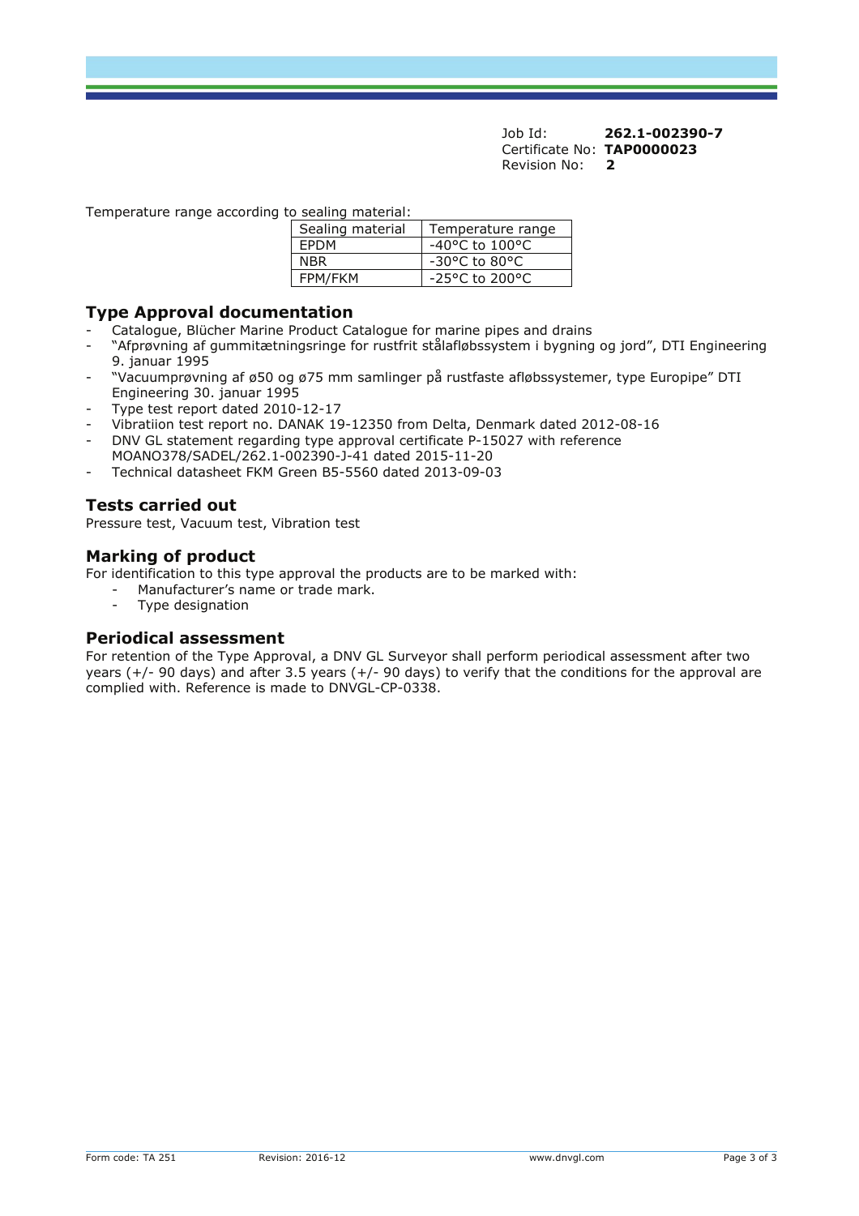Job Id: **262.1-002390-7**
Certificate No: **TAP0000023**
Revision No: **2**

Temperature range according to sealing material:

| Sealing material | Temperature range |
|---|---|
| EPDM | -40°C to 100°C |
| NBR | -30°C to 80°C |
| FPM/FKM | -25°C to 200°C |

## Type Approval documentation

- Catalogue, Blücher Marine Product Catalogue for marine pipes and drains
- "Afprøvning af gummitætningsringe for rustfrit stålafløbssystem i bygning og jord", DTI Engineering 9. januar 1995
- "Vacuumprøvning af ø50 og ø75 mm samlinger på rustfaste afløbssystemer, type Europipe" DTI Engineering 30. januar 1995
- Type test report dated 2010-12-17
- Vibratiion test report no. DANAK 19-12350 from Delta, Denmark dated 2012-08-16
- DNV GL statement regarding type approval certificate P-15027 with reference MOANO378/SADEL/262.1-002390-J-41 dated 2015-11-20
- Technical datasheet FKM Green B5-5560 dated 2013-09-03

## Tests carried out

Pressure test, Vacuum test, Vibration test

## Marking of product

For identification to this type approval the products are to be marked with:

- Manufacturer's name or trade mark.
- Type designation

## Periodical assessment

For retention of the Type Approval, a DNV GL Surveyor shall perform periodical assessment after two years (+/- 90 days) and after 3.5 years (+/- 90 days) to verify that the conditions for the approval are complied with. Reference is made to DNVGL-CP-0338.